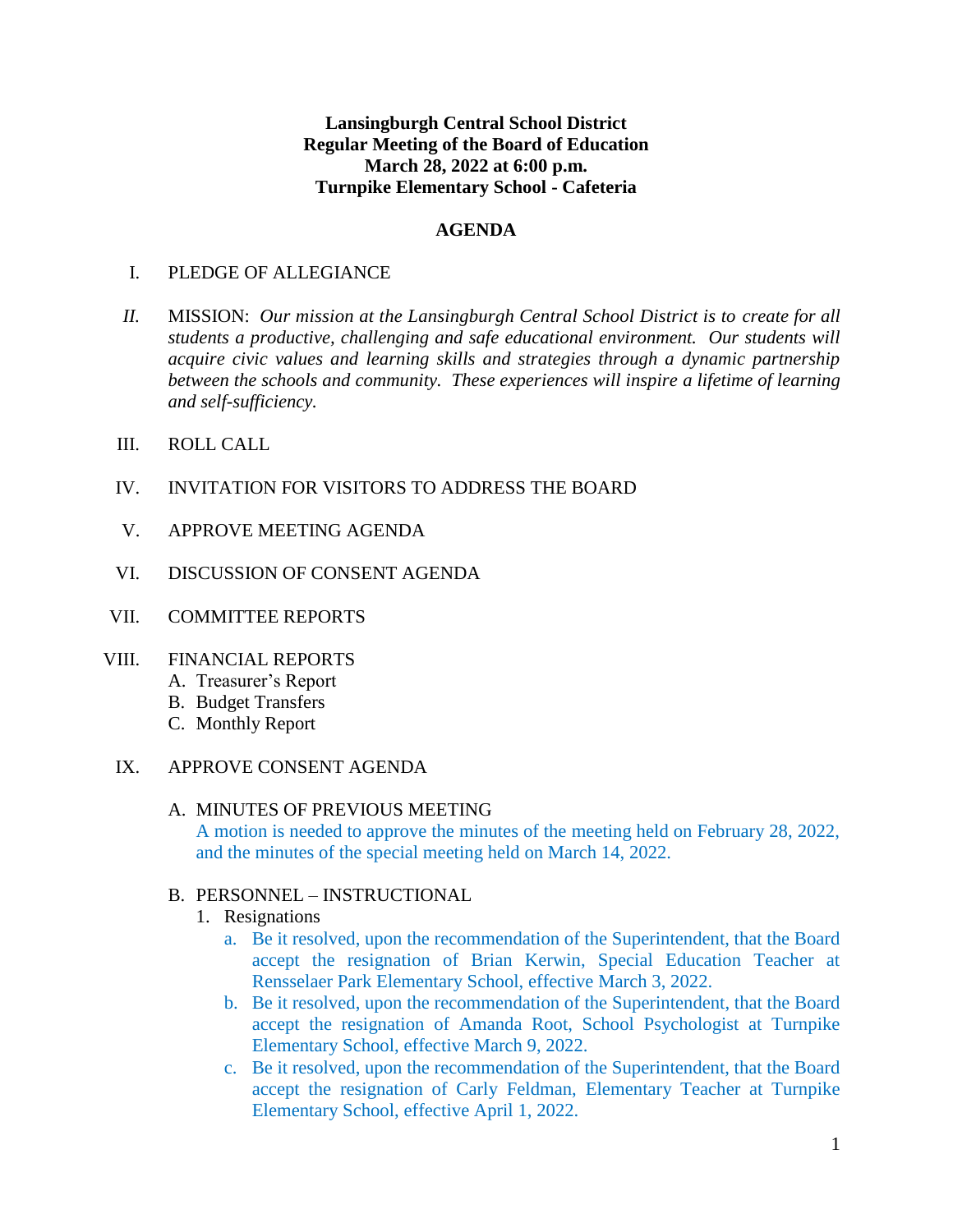**Lansingburgh Central School District**
**Regular Meeting of the Board of Education**
**March 28, 2022 at 6:00 p.m.**
**Turnpike Elementary School - Cafeteria**

**AGENDA**

I. PLEDGE OF ALLEGIANCE

*II.* MISSION: *Our mission at the Lansingburgh Central School District is to create for all students a productive, challenging and safe educational environment. Our students will acquire civic values and learning skills and strategies through a dynamic partnership between the schools and community. These experiences will inspire a lifetime of learning and self-sufficiency.*

III. ROLL CALL

IV. INVITATION FOR VISITORS TO ADDRESS THE BOARD

V. APPROVE MEETING AGENDA

VI. DISCUSSION OF CONSENT AGENDA

VII. COMMITTEE REPORTS

VIII. FINANCIAL REPORTS
   A. Treasurer's Report
   B. Budget Transfers
   C. Monthly Report

IX. APPROVE CONSENT AGENDA

   A. MINUTES OF PREVIOUS MEETING
   A motion is needed to approve the minutes of the meeting held on February 28, 2022, and the minutes of the special meeting held on March 14, 2022.

   B. PERSONNEL – INSTRUCTIONAL
   1. Resignations
      a. Be it resolved, upon the recommendation of the Superintendent, that the Board accept the resignation of Brian Kerwin, Special Education Teacher at Rensselaer Park Elementary School, effective March 3, 2022.
      b. Be it resolved, upon the recommendation of the Superintendent, that the Board accept the resignation of Amanda Root, School Psychologist at Turnpike Elementary School, effective March 9, 2022.
      c. Be it resolved, upon the recommendation of the Superintendent, that the Board accept the resignation of Carly Feldman, Elementary Teacher at Turnpike Elementary School, effective April 1, 2022.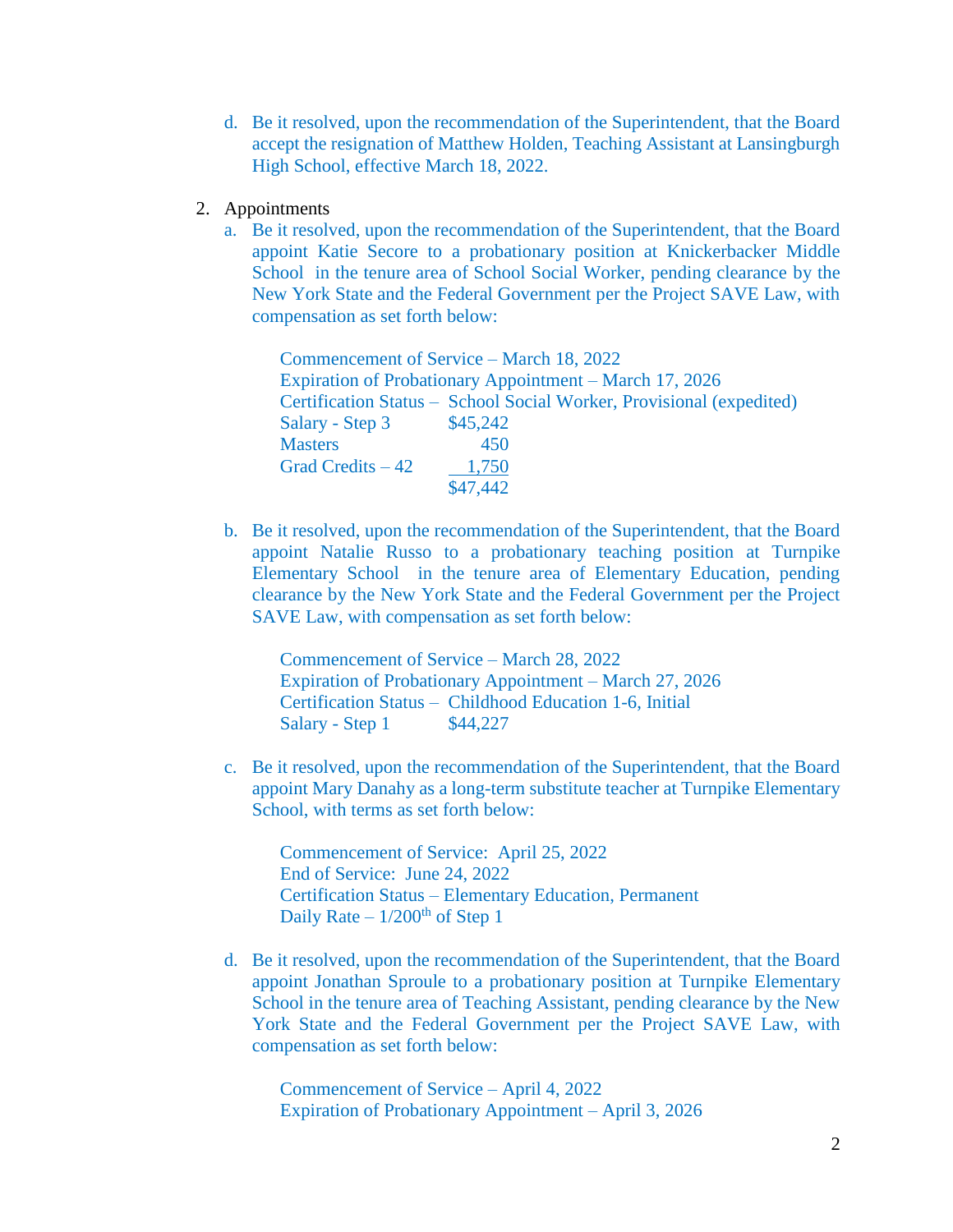d. Be it resolved, upon the recommendation of the Superintendent, that the Board accept the resignation of Matthew Holden, Teaching Assistant at Lansingburgh High School, effective March 18, 2022.

2. Appointments

   a. Be it resolved, upon the recommendation of the Superintendent, that the Board appoint Katie Secore to a probationary position at Knickerbacker Middle School in the tenure area of School Social Worker, pending clearance by the New York State and the Federal Government per the Project SAVE Law, with compensation as set forth below:

      Commencement of Service – March 18, 2022
      Expiration of Probationary Appointment – March 17, 2026
      Certification Status – School Social Worker, Provisional (expedited)

      | | |
      |---|---:|
      | Salary - Step 3 | $45,242 |
      | Masters | 450 |
      | Grad Credits – 42 | 1,750 |
      | | $47,442 |

   b. Be it resolved, upon the recommendation of the Superintendent, that the Board appoint Natalie Russo to a probationary teaching position at Turnpike Elementary School in the tenure area of Elementary Education, pending clearance by the New York State and the Federal Government per the Project SAVE Law, with compensation as set forth below:

      Commencement of Service – March 28, 2022
      Expiration of Probationary Appointment – March 27, 2026
      Certification Status – Childhood Education 1-6, Initial
      Salary - Step 1 $44,227

   c. Be it resolved, upon the recommendation of the Superintendent, that the Board appoint Mary Danahy as a long-term substitute teacher at Turnpike Elementary School, with terms as set forth below:

      Commencement of Service: April 25, 2022
      End of Service: June 24, 2022
      Certification Status – Elementary Education, Permanent
      Daily Rate – 1/200th of Step 1

   d. Be it resolved, upon the recommendation of the Superintendent, that the Board appoint Jonathan Sproule to a probationary position at Turnpike Elementary School in the tenure area of Teaching Assistant, pending clearance by the New York State and the Federal Government per the Project SAVE Law, with compensation as set forth below:

      Commencement of Service – April 4, 2022
      Expiration of Probationary Appointment – April 3, 2026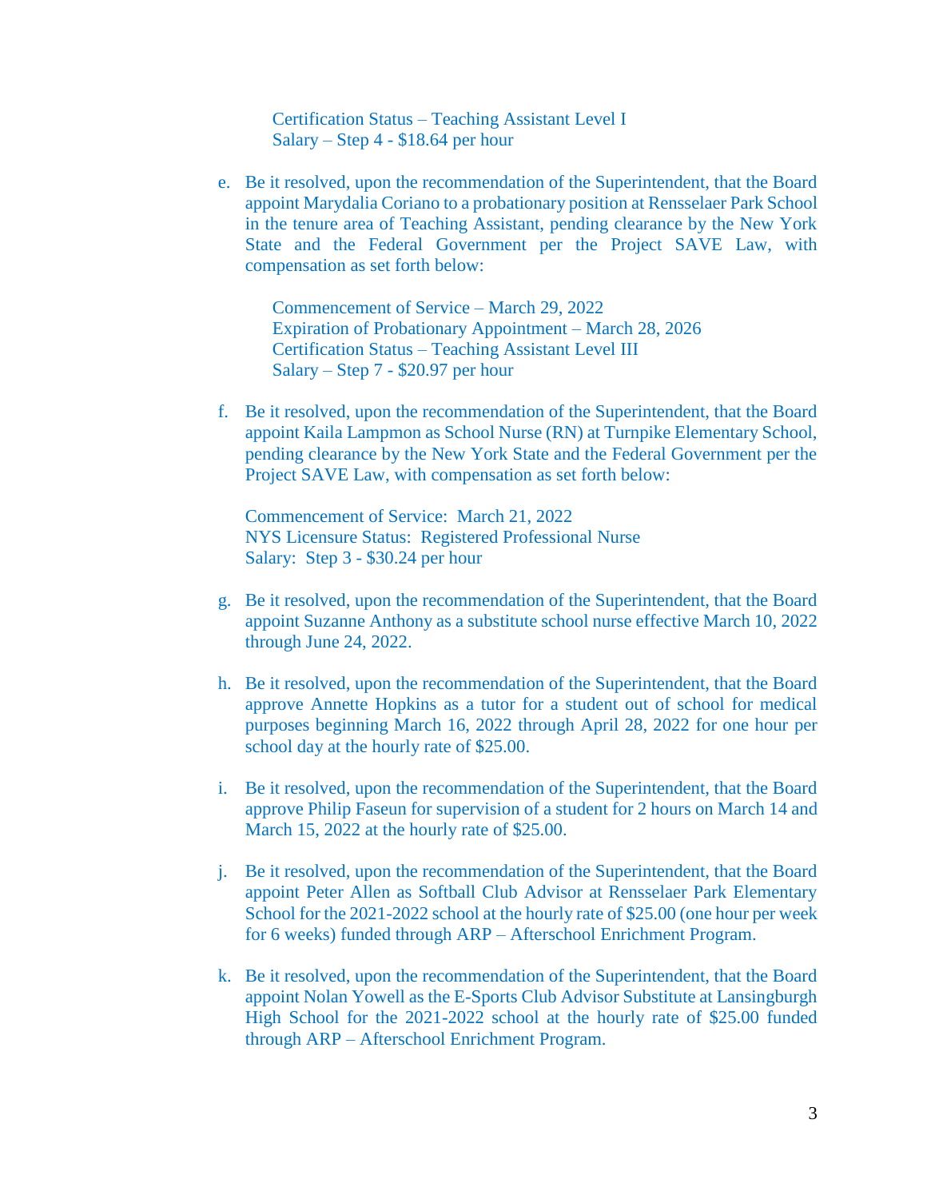Certification Status – Teaching Assistant Level I
Salary – Step 4 - $18.64 per hour

e. Be it resolved, upon the recommendation of the Superintendent, that the Board appoint Marydalia Coriano to a probationary position at Rensselaer Park School in the tenure area of Teaching Assistant, pending clearance by the New York State and the Federal Government per the Project SAVE Law, with compensation as set forth below:

   Commencement of Service – March 29, 2022
   Expiration of Probationary Appointment – March 28, 2026
   Certification Status – Teaching Assistant Level III
   Salary – Step 7 - $20.97 per hour

f. Be it resolved, upon the recommendation of the Superintendent, that the Board appoint Kaila Lampmon as School Nurse (RN) at Turnpike Elementary School, pending clearance by the New York State and the Federal Government per the Project SAVE Law, with compensation as set forth below:

   Commencement of Service: March 21, 2022
   NYS Licensure Status: Registered Professional Nurse
   Salary: Step 3 - $30.24 per hour

g. Be it resolved, upon the recommendation of the Superintendent, that the Board appoint Suzanne Anthony as a substitute school nurse effective March 10, 2022 through June 24, 2022.

h. Be it resolved, upon the recommendation of the Superintendent, that the Board approve Annette Hopkins as a tutor for a student out of school for medical purposes beginning March 16, 2022 through April 28, 2022 for one hour per school day at the hourly rate of $25.00.

i. Be it resolved, upon the recommendation of the Superintendent, that the Board approve Philip Faseun for supervision of a student for 2 hours on March 14 and March 15, 2022 at the hourly rate of $25.00.

j. Be it resolved, upon the recommendation of the Superintendent, that the Board appoint Peter Allen as Softball Club Advisor at Rensselaer Park Elementary School for the 2021-2022 school at the hourly rate of $25.00 (one hour per week for 6 weeks) funded through ARP – Afterschool Enrichment Program.

k. Be it resolved, upon the recommendation of the Superintendent, that the Board appoint Nolan Yowell as the E-Sports Club Advisor Substitute at Lansingburgh High School for the 2021-2022 school at the hourly rate of $25.00 funded through ARP – Afterschool Enrichment Program.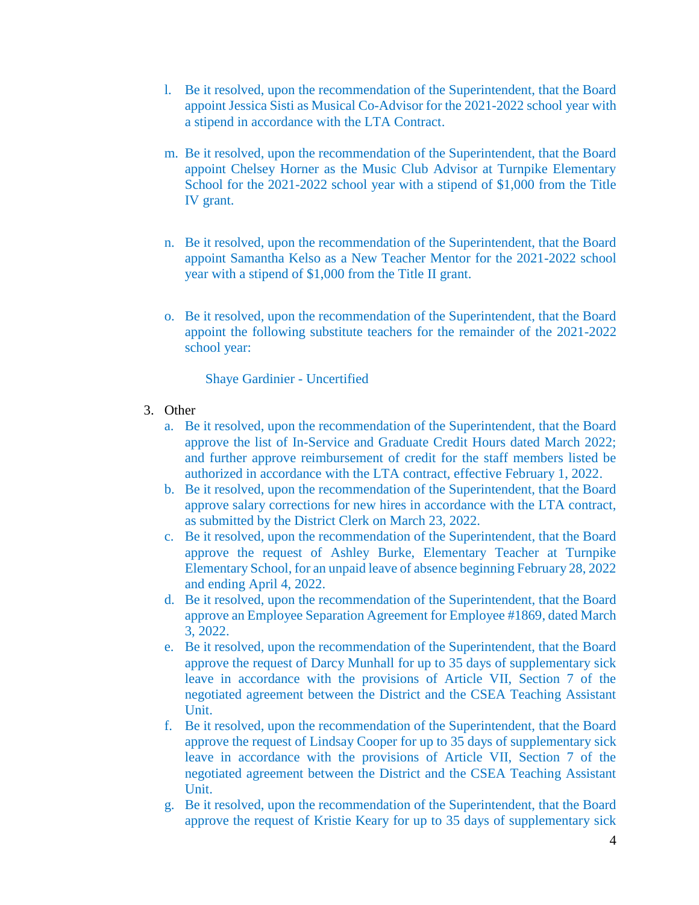l. Be it resolved, upon the recommendation of the Superintendent, that the Board appoint Jessica Sisti as Musical Co-Advisor for the 2021-2022 school year with a stipend in accordance with the LTA Contract.

m. Be it resolved, upon the recommendation of the Superintendent, that the Board appoint Chelsey Horner as the Music Club Advisor at Turnpike Elementary School for the 2021-2022 school year with a stipend of $1,000 from the Title IV grant.

n. Be it resolved, upon the recommendation of the Superintendent, that the Board appoint Samantha Kelso as a New Teacher Mentor for the 2021-2022 school year with a stipend of $1,000 from the Title II grant.

o. Be it resolved, upon the recommendation of the Superintendent, that the Board appoint the following substitute teachers for the remainder of the 2021-2022 school year:

   Shaye Gardinier - Uncertified

3. Other
   a. Be it resolved, upon the recommendation of the Superintendent, that the Board approve the list of In-Service and Graduate Credit Hours dated March 2022; and further approve reimbursement of credit for the staff members listed be authorized in accordance with the LTA contract, effective February 1, 2022.
   b. Be it resolved, upon the recommendation of the Superintendent, that the Board approve salary corrections for new hires in accordance with the LTA contract, as submitted by the District Clerk on March 23, 2022.
   c. Be it resolved, upon the recommendation of the Superintendent, that the Board approve the request of Ashley Burke, Elementary Teacher at Turnpike Elementary School, for an unpaid leave of absence beginning February 28, 2022 and ending April 4, 2022.
   d. Be it resolved, upon the recommendation of the Superintendent, that the Board approve an Employee Separation Agreement for Employee #1869, dated March 3, 2022.
   e. Be it resolved, upon the recommendation of the Superintendent, that the Board approve the request of Darcy Munhall for up to 35 days of supplementary sick leave in accordance with the provisions of Article VII, Section 7 of the negotiated agreement between the District and the CSEA Teaching Assistant Unit.
   f. Be it resolved, upon the recommendation of the Superintendent, that the Board approve the request of Lindsay Cooper for up to 35 days of supplementary sick leave in accordance with the provisions of Article VII, Section 7 of the negotiated agreement between the District and the CSEA Teaching Assistant Unit.
   g. Be it resolved, upon the recommendation of the Superintendent, that the Board approve the request of Kristie Keary for up to 35 days of supplementary sick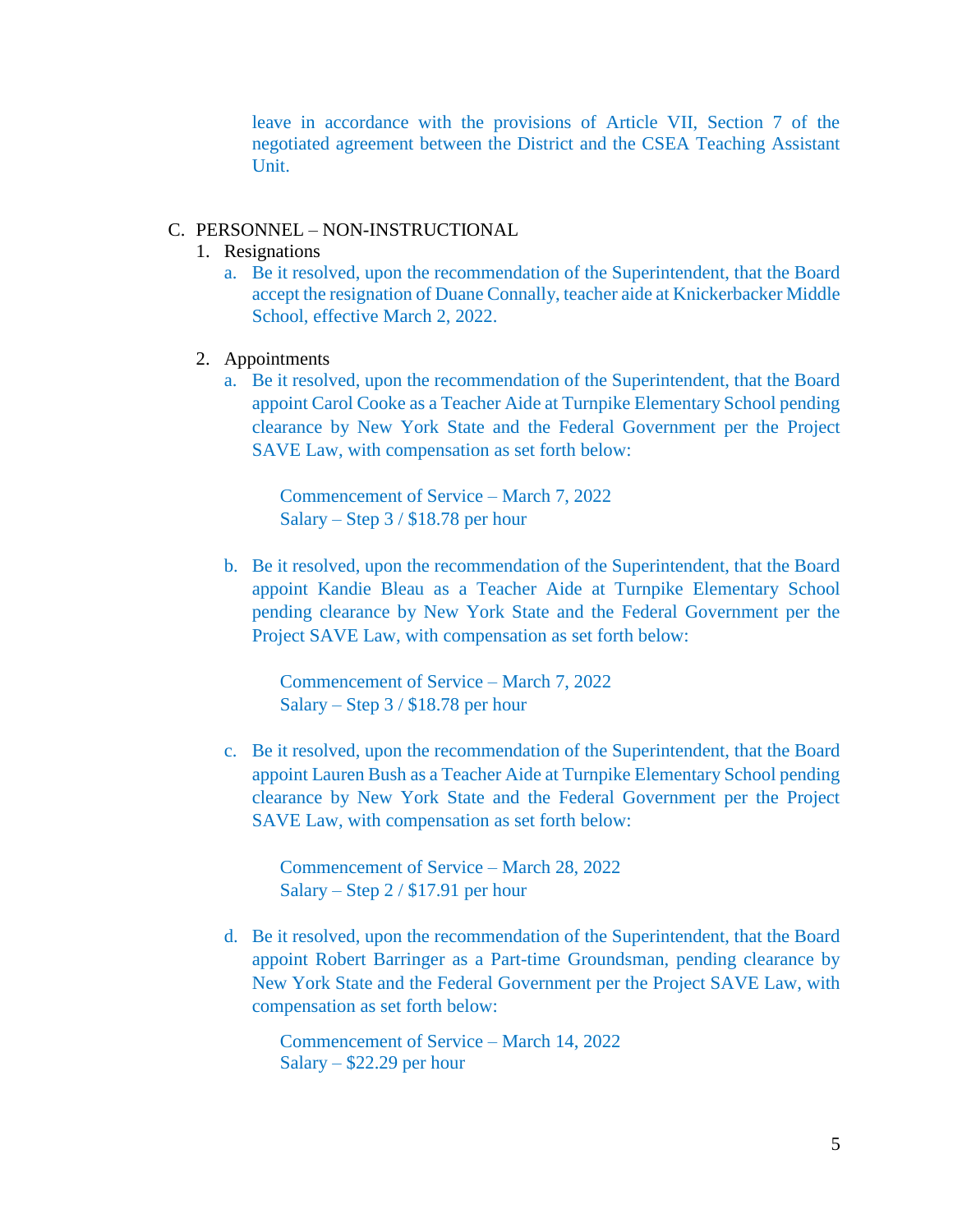leave in accordance with the provisions of Article VII, Section 7 of the negotiated agreement between the District and the CSEA Teaching Assistant Unit.

C. PERSONNEL – NON-INSTRUCTIONAL

1. Resignations
   a. Be it resolved, upon the recommendation of the Superintendent, that the Board accept the resignation of Duane Connally, teacher aide at Knickerbacker Middle School, effective March 2, 2022.

2. Appointments
   a. Be it resolved, upon the recommendation of the Superintendent, that the Board appoint Carol Cooke as a Teacher Aide at Turnpike Elementary School pending clearance by New York State and the Federal Government per the Project SAVE Law, with compensation as set forth below:

      Commencement of Service – March 7, 2022
      Salary – Step 3 / $18.78 per hour

   b. Be it resolved, upon the recommendation of the Superintendent, that the Board appoint Kandie Bleau as a Teacher Aide at Turnpike Elementary School pending clearance by New York State and the Federal Government per the Project SAVE Law, with compensation as set forth below:

      Commencement of Service – March 7, 2022
      Salary – Step 3 / $18.78 per hour

   c. Be it resolved, upon the recommendation of the Superintendent, that the Board appoint Lauren Bush as a Teacher Aide at Turnpike Elementary School pending clearance by New York State and the Federal Government per the Project SAVE Law, with compensation as set forth below:

      Commencement of Service – March 28, 2022
      Salary – Step 2 / $17.91 per hour

   d. Be it resolved, upon the recommendation of the Superintendent, that the Board appoint Robert Barringer as a Part-time Groundsman, pending clearance by New York State and the Federal Government per the Project SAVE Law, with compensation as set forth below:

      Commencement of Service – March 14, 2022
      Salary – $22.29 per hour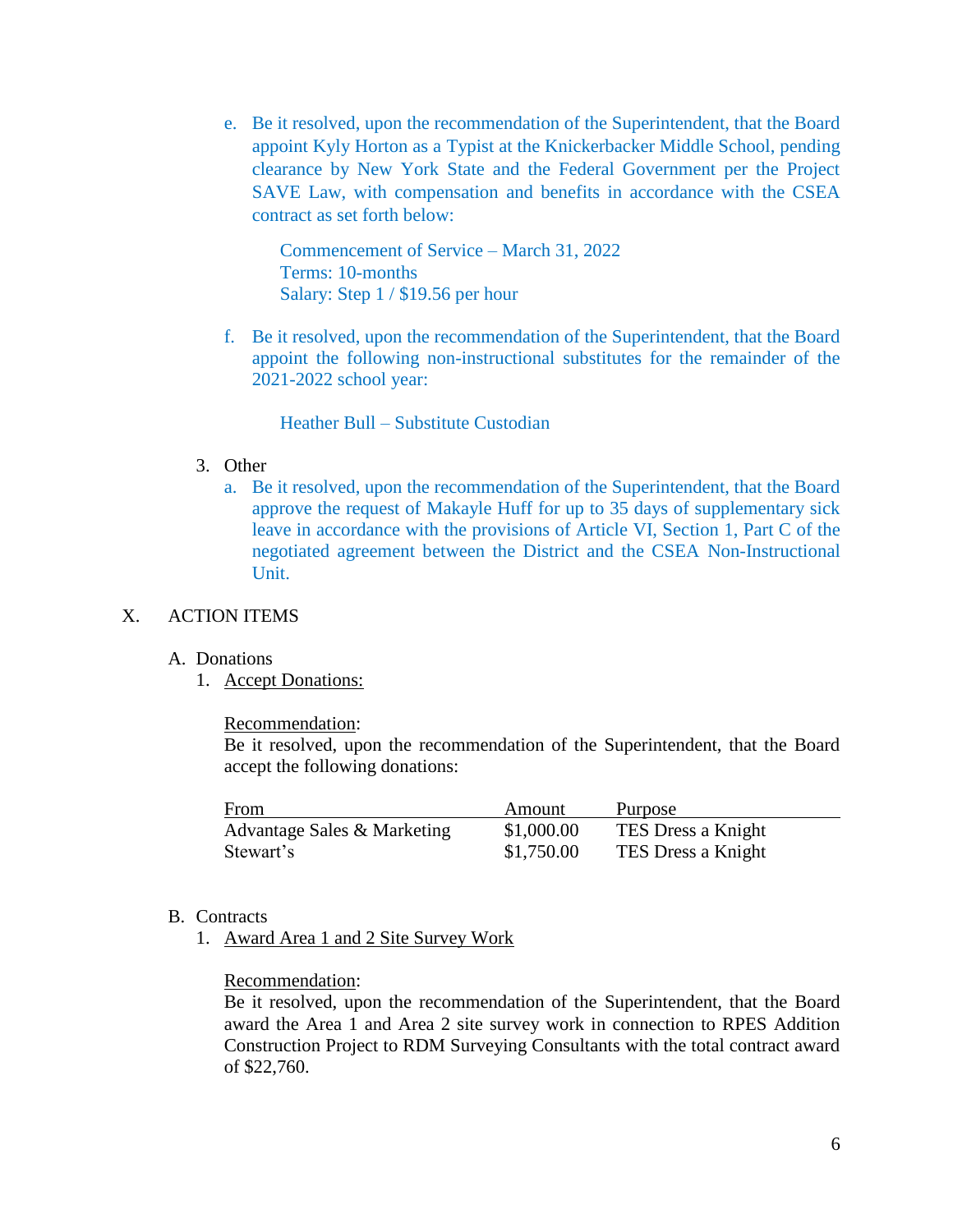e. Be it resolved, upon the recommendation of the Superintendent, that the Board appoint Kyly Horton as a Typist at the Knickerbacker Middle School, pending clearance by New York State and the Federal Government per the Project SAVE Law, with compensation and benefits in accordance with the CSEA contract as set forth below:

   Commencement of Service – March 31, 2022
   Terms: 10-months
   Salary: Step 1 / $19.56 per hour

f. Be it resolved, upon the recommendation of the Superintendent, that the Board appoint the following non-instructional substitutes for the remainder of the 2021-2022 school year:

   Heather Bull – Substitute Custodian

3. Other
   a. Be it resolved, upon the recommendation of the Superintendent, that the Board approve the request of Makayle Huff for up to 35 days of supplementary sick leave in accordance with the provisions of Article VI, Section 1, Part C of the negotiated agreement between the District and the CSEA Non-Instructional Unit.

X. ACTION ITEMS

A. Donations
1. Accept Donations:

Recommendation:
Be it resolved, upon the recommendation of the Superintendent, that the Board accept the following donations:

| From | Amount | Purpose |
|---|---|---|
| Advantage Sales & Marketing | $1,000.00 | TES Dress a Knight |
| Stewart's | $1,750.00 | TES Dress a Knight |

B. Contracts
1. Award Area 1 and 2 Site Survey Work

Recommendation:
Be it resolved, upon the recommendation of the Superintendent, that the Board award the Area 1 and Area 2 site survey work in connection to RPES Addition Construction Project to RDM Surveying Consultants with the total contract award of $22,760.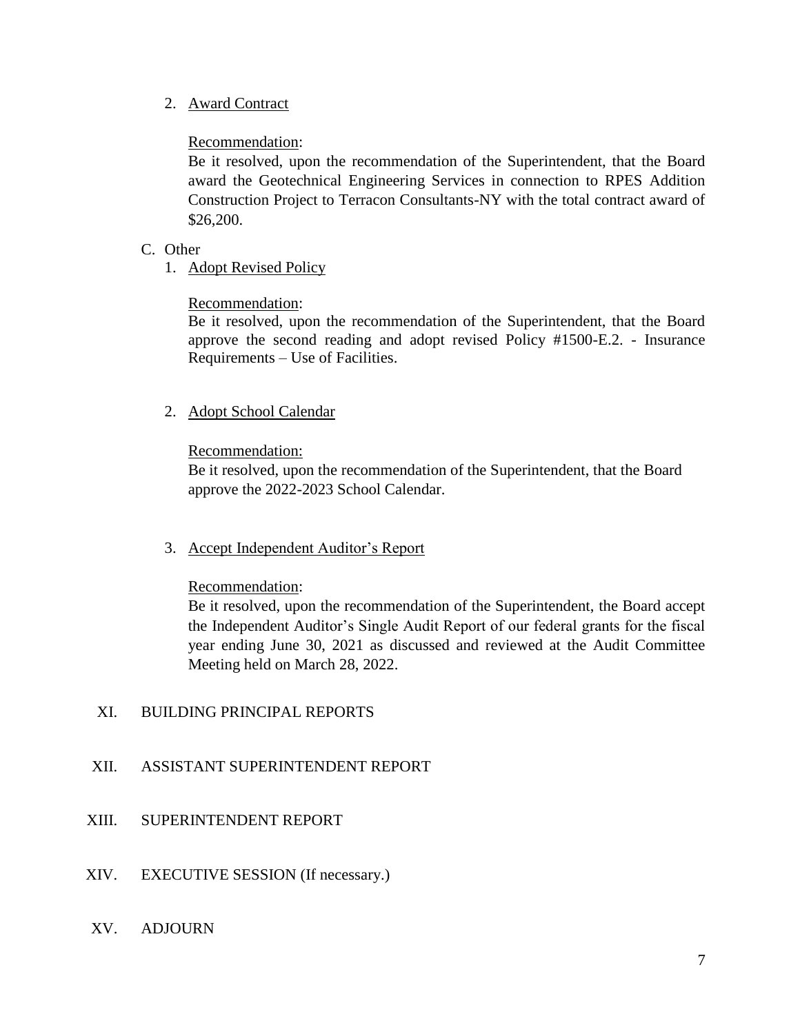2. <u>Award Contract</u>

   <u>Recommendation</u>:
   Be it resolved, upon the recommendation of the Superintendent, that the Board award the Geotechnical Engineering Services in connection to RPES Addition Construction Project to Terracon Consultants-NY with the total contract award of $26,200.

C. Other

1. <u>Adopt Revised Policy</u>

   <u>Recommendation</u>:
   Be it resolved, upon the recommendation of the Superintendent, that the Board approve the second reading and adopt revised Policy #1500-E.2. - Insurance Requirements – Use of Facilities.

2. <u>Adopt School Calendar</u>

   <u>Recommendation:</u>
   Be it resolved, upon the recommendation of the Superintendent, that the Board approve the 2022-2023 School Calendar.

3. <u>Accept Independent Auditor's Report</u>

   <u>Recommendation</u>:
   Be it resolved, upon the recommendation of the Superintendent, the Board accept the Independent Auditor's Single Audit Report of our federal grants for the fiscal year ending June 30, 2021 as discussed and reviewed at the Audit Committee Meeting held on March 28, 2022.

XI. BUILDING PRINCIPAL REPORTS

XII. ASSISTANT SUPERINTENDENT REPORT

XIII. SUPERINTENDENT REPORT

XIV. EXECUTIVE SESSION (If necessary.)

XV. ADJOURN